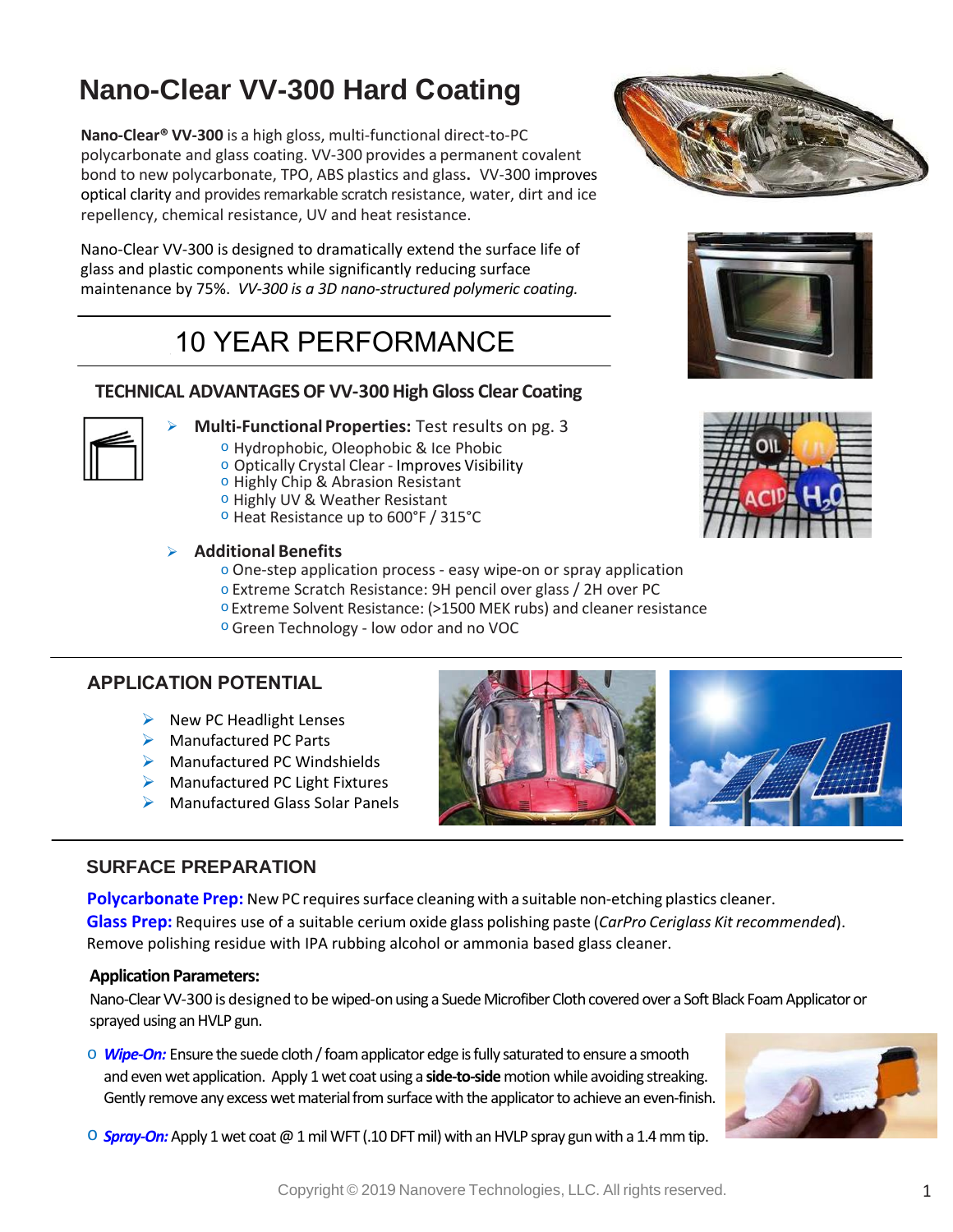# Nano-Clear VV-300 Hard Coating

**Nano-Clear® VV-300** is a high gloss, multi-functional direct-to-PC polycarbonate and glass coating. VV-300 provides a permanent covalent bond to new polycarbonate, TPO, ABS plastics and glass. VV-300 improves optical clarity and provides remarkable scratch resistance, water, dirt and ice repellency, chemical resistance, UV and heat resistance.

Nano-Clear VV-300 is designed to dramatically extend the surface life of glass and plastic components while significantly reducing surface maintenance by 75%. *VV-300 is a 3D nano-structured polymeric coating.*

## 10 YEAR PERFORMANCE

### TECHNICAL ADVANTAGES OF VV-300 High Gloss Clear Coating

- **Multi-Functional Properties:** Test results on pg. 3
  - Hydrophobic, Oleophobic & Ice Phobic
  - Optically Crystal Clear - Improves Visibility
  - Highly Chip & Abrasion Resistant
  - Highly UV & Weather Resistant
  - Heat Resistance up to 600°F / 315°C

- **Additional Benefits**
  - One-step application process - easy wipe-on or spray application
  - Extreme Scratch Resistance: 9H pencil over glass / 2H over PC
  - Extreme Solvent Resistance: (>1500 MEK rubs) and cleaner resistance
  - Green Technology - low odor and no VOC

## APPLICATION POTENTIAL

- New PC Headlight Lenses
- Manufactured PC Parts
- Manufactured PC Windshields
- Manufactured PC Light Fixtures
- Manufactured Glass Solar Panels

## SURFACE PREPARATION

**Polycarbonate Prep:** New PC requires surface cleaning with a suitable non-etching plastics cleaner.
**Glass Prep:** Requires use of a suitable cerium oxide glass polishing paste (*CarPro Ceriglass Kit recommended*). Remove polishing residue with IPA rubbing alcohol or ammonia based glass cleaner.

**Application Parameters:**
Nano-Clear VV-300 is designed to be wiped-on using a Suede Microfiber Cloth covered over a Soft Black Foam Applicator or sprayed using an HVLP gun.

- ***Wipe-On:*** Ensure the suede cloth / foam applicator edge is fully saturated to ensure a smooth and even wet application. Apply 1 wet coat using a **side-to-side** motion while avoiding streaking. Gently remove any excess wet material from surface with the applicator to achieve an even-finish.
- ***Spray-On:*** Apply 1 wet coat @ 1 mil WFT (.10 DFT mil) with an HVLP spray gun with a 1.4 mm tip.

Copyright © 2019 Nanovere Technologies, LLC. All rights reserved.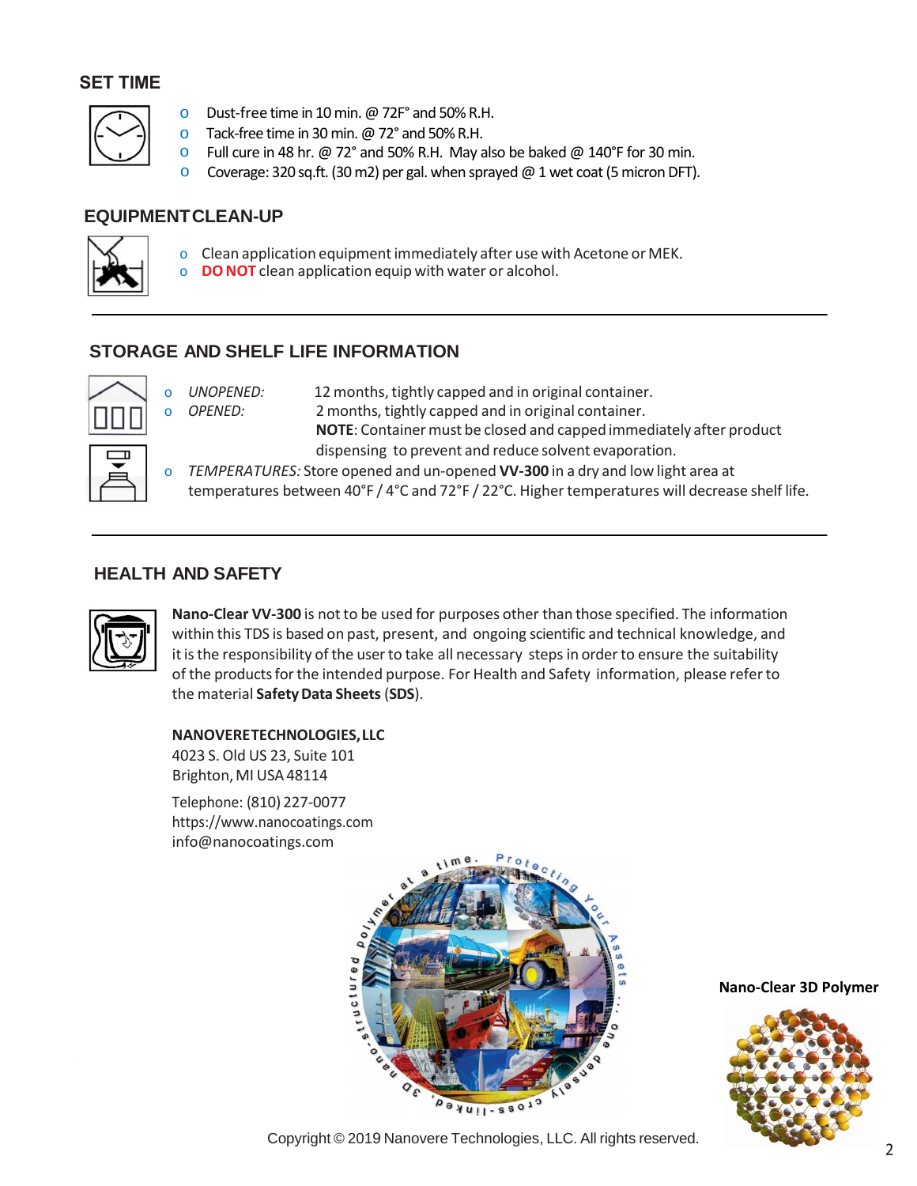## SET TIME

- Dust-free time in 10 min. @ 72F° and 50% R.H.
- Tack-free time in 30 min. @ 72° and 50% R.H.
- Full cure in 48 hr. @ 72° and 50% R.H. May also be baked @ 140°F for 30 min.
- Coverage: 320 sq.ft. (30 m2) per gal. when sprayed @ 1 wet coat (5 micron DFT).

## EQUIPMENT CLEAN-UP

- Clean application equipment immediately after use with Acetone or MEK.
- **DO NOT** clean application equip with water or alcohol.

## STORAGE AND SHELF LIFE INFORMATION

- *UNOPENED:* 12 months, tightly capped and in original container.
- *OPENED:* 2 months, tightly capped and in original container.
  **NOTE**: Container must be closed and capped immediately after product dispensing to prevent and reduce solvent evaporation.
- *TEMPERATURES:* Store opened and un-opened **VV-300** in a dry and low light area at temperatures between 40°F / 4°C and 72°F / 22°C. Higher temperatures will decrease shelf life.

## HEALTH AND SAFETY

**Nano-Clear VV-300** is not to be used for purposes other than those specified. The information within this TDS is based on past, present, and ongoing scientific and technical knowledge, and it is the responsibility of the user to take all necessary steps in order to ensure the suitability of the products for the intended purpose. For Health and Safety information, please refer to the material **Safety Data Sheets** (**SDS**).

**NANOVERE TECHNOLOGIES, LLC**
4023 S. Old US 23, Suite 101
Brighton, MI USA 48114

Telephone: (810) 227-0077
https://www.nanocoatings.com
info@nanocoatings.com

Protecting Your Assets... One densely cross-linked, 3D nano-structured polymer at a time.

**Nano-Clear 3D Polymer**

Copyright © 2019 Nanovere Technologies, LLC. All rights reserved.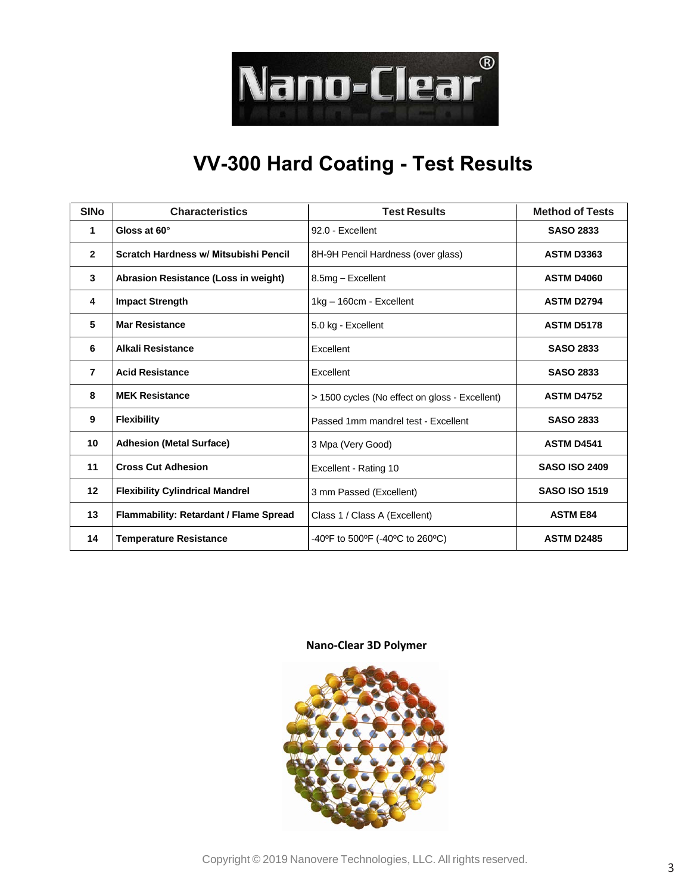# VV-300 Hard Coating - Test Results

| SlNo | Characteristics | Test Results | Method of Tests |
|---|---|---|---|
| 1 | **Gloss at 60°** | 92.0 - Excellent | **SASO 2833** |
| 2 | **Scratch Hardness w/ Mitsubishi Pencil** | 8H-9H Pencil Hardness (over glass) | **ASTM D3363** |
| 3 | **Abrasion Resistance (Loss in weight)** | 8.5mg – Excellent | **ASTM D4060** |
| 4 | **Impact Strength** | 1kg – 160cm - Excellent | **ASTM D2794** |
| 5 | **Mar Resistance** | 5.0 kg - Excellent | **ASTM D5178** |
| 6 | **Alkali Resistance** | Excellent | **SASO 2833** |
| 7 | **Acid Resistance** | Excellent | **SASO 2833** |
| 8 | **MEK Resistance** | > 1500 cycles (No effect on gloss - Excellent) | **ASTM D4752** |
| 9 | **Flexibility** | Passed 1mm mandrel test - Excellent | **SASO 2833** |
| 10 | **Adhesion (Metal Surface)** | 3 Mpa (Very Good) | **ASTM D4541** |
| 11 | **Cross Cut Adhesion** | Excellent - Rating 10 | **SASO ISO 2409** |
| 12 | **Flexibility Cylindrical Mandrel** | 3 mm Passed (Excellent) | **SASO ISO 1519** |
| 13 | **Flammability: Retardant / Flame Spread** | Class 1 / Class A (Excellent) | **ASTM E84** |
| 14 | **Temperature Resistance** | -40ºF to 500ºF (-40ºC to 260ºC) | **ASTM D2485** |

**Nano-Clear 3D Polymer**

Copyright © 2019 Nanovere Technologies, LLC. All rights reserved.